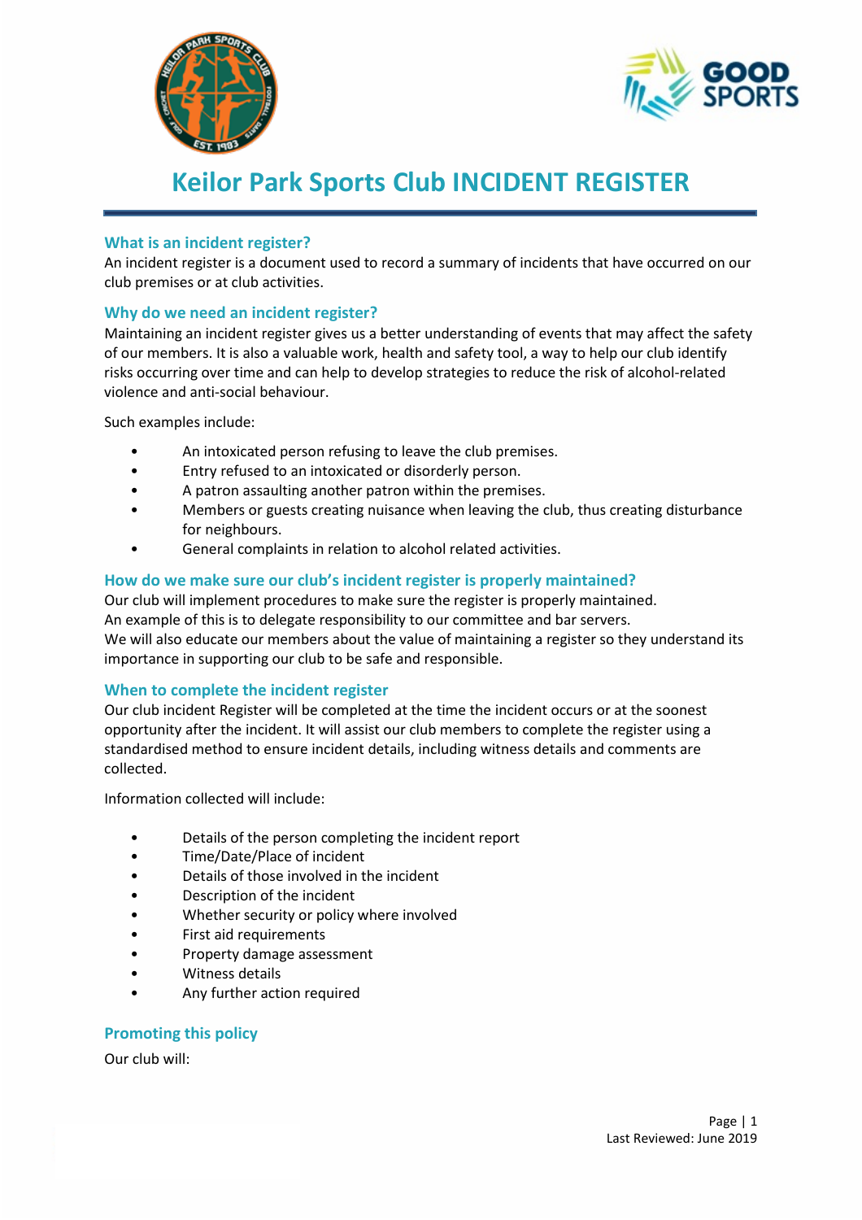# Keilor Park Sports Club INCIDENT REGISTER

## What is an incident register?

An incident register is a document used to record a summary of incidents that have occurred on our club premises or at club activities.

## Why do we need an incident register?

Maintaining an incident register gives us a better understanding of events that may affect the safety of our members. It is also a valuable work, health and safety tool, a way to help our club identify risks occurring over time and can help to develop strategies to reduce the risk of alcohol-related violence and anti-social behaviour.

Such examples include:

- An intoxicated person refusing to leave the club premises.
- Entry refused to an intoxicated or disorderly person.
- A patron assaulting another patron within the premises.
- Members or guests creating nuisance when leaving the club, thus creating disturbance for neighbours.
- General complaints in relation to alcohol related activities.

## How do we make sure our club's incident register is properly maintained?

Our club will implement procedures to make sure the register is properly maintained.
An example of this is to delegate responsibility to our committee and bar servers.
We will also educate our members about the value of maintaining a register so they understand its importance in supporting our club to be safe and responsible.

## When to complete the incident register

Our club incident Register will be completed at the time the incident occurs or at the soonest opportunity after the incident. It will assist our club members to complete the register using a standardised method to ensure incident details, including witness details and comments are collected.

Information collected will include:

- Details of the person completing the incident report
- Time/Date/Place of incident
- Details of those involved in the incident
- Description of the incident
- Whether security or policy where involved
- First aid requirements
- Property damage assessment
- Witness details
- Any further action required

## Promoting this policy

Our club will:

Last Reviewed: June 2019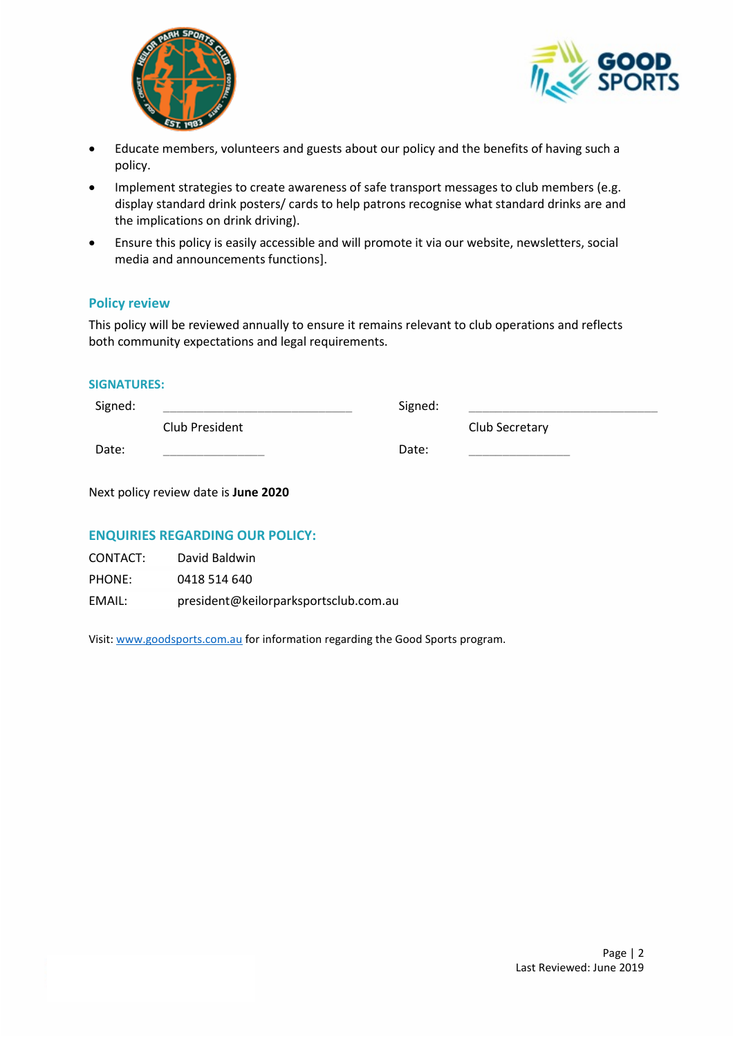- Educate members, volunteers and guests about our policy and the benefits of having such a policy.
- Implement strategies to create awareness of safe transport messages to club members (e.g. display standard drink posters/ cards to help patrons recognise what standard drinks are and the implications on drink driving).
- Ensure this policy is easily accessible and will promote it via our website, newsletters, social media and announcements functions].

## Policy review

This policy will be reviewed annually to ensure it remains relevant to club operations and reflects both community expectations and legal requirements.

## SIGNATURES:

| | | | |
|---|---|---|---|
| Signed: | ______________________________ | Signed: | ______________________________ |
| | Club President | | Club Secretary |
| Date: | ________________ | Date: | ________________ |

Next policy review date is **June 2020**

## ENQUIRIES REGARDING OUR POLICY:

| | |
|---|---|
| CONTACT: | David Baldwin |
| PHONE: | 0418 514 640 |
| EMAIL: | president@keilorparksportsclub.com.au |

Visit: [www.goodsports.com.au](http://www.goodsports.com.au) for information regarding the Good Sports program.

Last Reviewed: June 2019